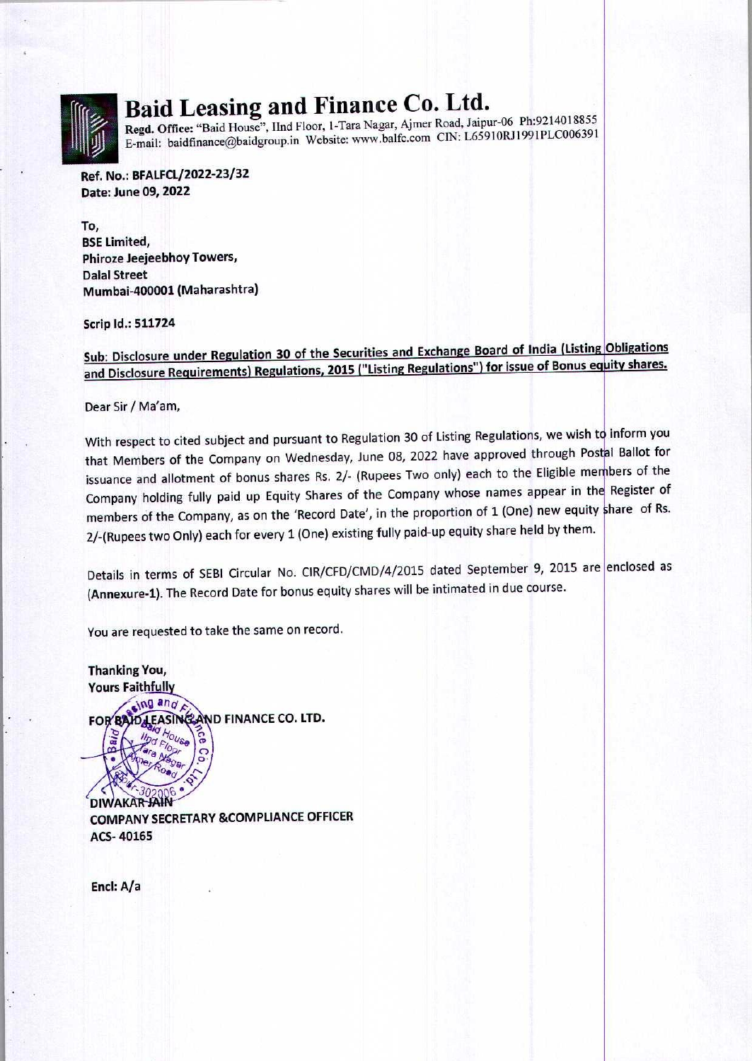# Baid Leasing and Finance Co. Ltd.

Regd. Office: "Baid House", IInd Floor, 1-Tara Nagar, Ajmer Road, Jaipur-06 Ph:9214018855
E-mail: baidfinance@baidgroup.in Website: www.balfc.com CIN: L65910RJ1991PLC006391

**Ref. No.: BFALFCL/2022-23/32**
**Date: June 09, 2022**

**To,**
**BSE Limited,**
**Phiroze Jeejeebhoy Towers,**
**Dalal Street**
**Mumbai-400001 (Maharashtra)**

**Scrip Id.: 511724**

**Sub: Disclosure under Regulation 30 of the Securities and Exchange Board of India (Listing Obligations and Disclosure Requirements) Regulations, 2015 ("Listing Regulations") for issue of Bonus equity shares.**

Dear Sir / Ma'am,

With respect to cited subject and pursuant to Regulation 30 of Listing Regulations, we wish to inform you that Members of the Company on Wednesday, June 08, 2022 have approved through Postal Ballot for issuance and allotment of bonus shares Rs. 2/- (Rupees Two only) each to the Eligible members of the Company holding fully paid up Equity Shares of the Company whose names appear in the Register of members of the Company, as on the 'Record Date', in the proportion of 1 (One) new equity share of Rs. 2/-(Rupees two Only) each for every 1 (One) existing fully paid-up equity share held by them.

Details in terms of SEBI Circular No. CIR/CFD/CMD/4/2015 dated September 9, 2015 are enclosed as (**Annexure-1**). The Record Date for bonus equity shares will be intimated in due course.

You are requested to take the same on record.

**Thanking You,**
**Yours Faithfully**

**FOR BAID LEASING AND FINANCE CO. LTD.**

**DIWAKAR JAIN**
**COMPANY SECRETARY &COMPLIANCE OFFICER**
**ACS- 40165**

**Encl: A/a**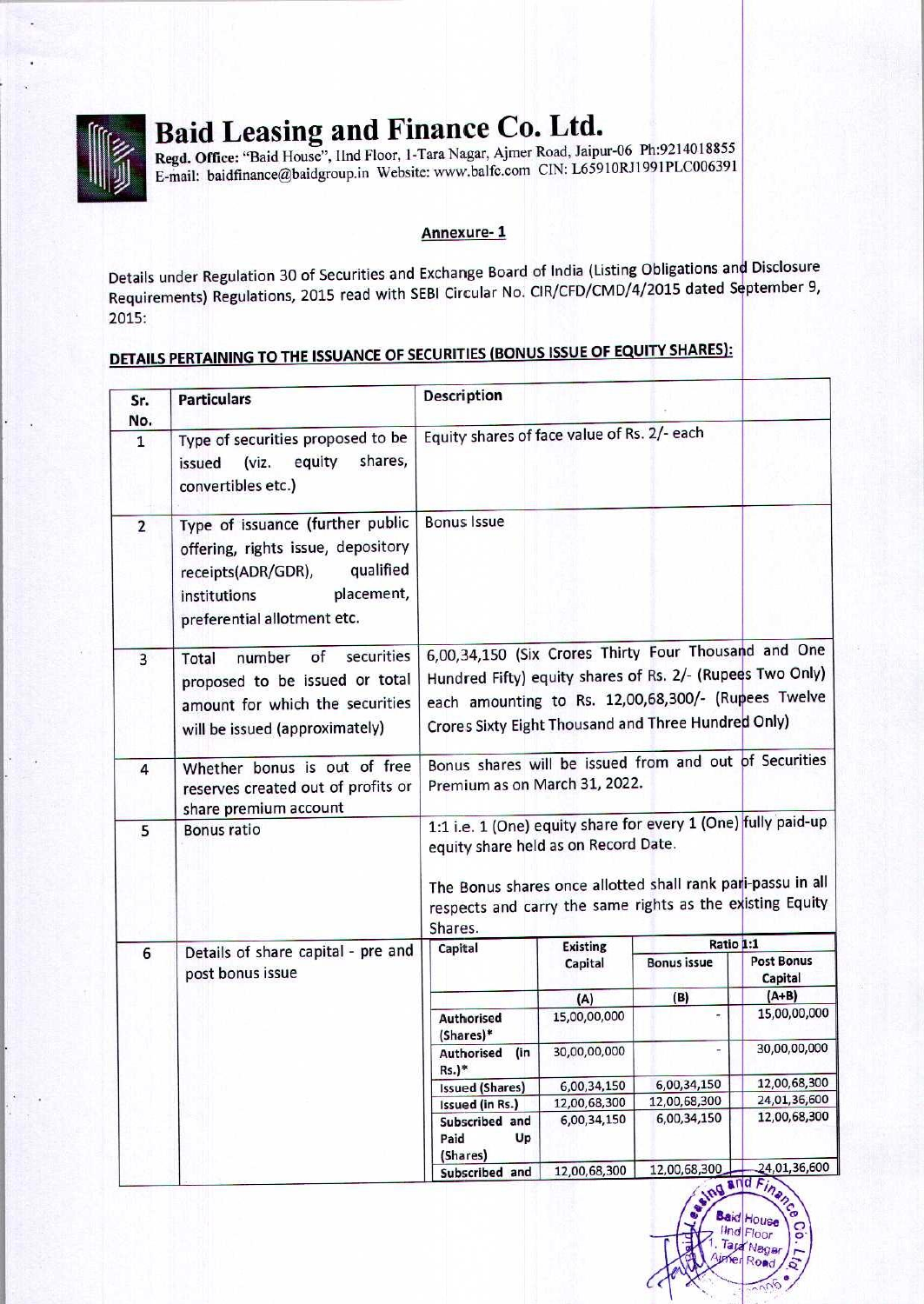# Baid Leasing and Finance Co. Ltd.

**Regd. Office:** "Baid House", IInd Floor, 1-Tara Nagar, Ajmer Road, Jaipur-06 Ph:9214018855
E-mail: baidfinance@baidgroup.in Website: www.balfc.com CIN: L65910RJ1991PLC006391

## Annexure- 1

Details under Regulation 30 of Securities and Exchange Board of India (Listing Obligations and Disclosure Requirements) Regulations, 2015 read with SEBI Circular No. CIR/CFD/CMD/4/2015 dated September 9, 2015:

### DETAILS PERTAINING TO THE ISSUANCE OF SECURITIES (BONUS ISSUE OF EQUITY SHARES):

| Sr. No. | Particulars | Description |
|---|---|---|
| 1 | Type of securities proposed to be issued (viz. equity shares, convertibles etc.) | Equity shares of face value of Rs. 2/- each |
| 2 | Type of issuance (further public offering, rights issue, depository receipts(ADR/GDR), qualified institutions placement, preferential allotment etc. | Bonus Issue |
| 3 | Total number of securities proposed to be issued or total amount for which the securities will be issued (approximately) | 6,00,34,150 (Six Crores Thirty Four Thousand and One Hundred Fifty) equity shares of Rs. 2/- (Rupees Two Only) each amounting to Rs. 12,00,68,300/- (Rupees Twelve Crores Sixty Eight Thousand and Three Hundred Only) |
| 4 | Whether bonus is out of free reserves created out of profits or share premium account | Bonus shares will be issued from and out of Securities Premium as on March 31, 2022. |
| 5 | Bonus ratio | 1:1 i.e. 1 (One) equity share for every 1 (One) fully paid-up equity share held as on Record Date.<br><br>The Bonus shares once allotted shall rank pari-passu in all respects and carry the same rights as the existing Equity Shares. |
| 6 | Details of share capital - pre and post bonus issue | See table below |

| Capital | Existing Capital | Bonus issue (Ratio 1:1) | Post Bonus Capital |
|---|---|---|---|
| | (A) | (B) | (A+B) |
| Authorised (Shares)* | 15,00,00,000 | - | 15,00,00,000 |
| Authorised (in Rs.)* | 30,00,00,000 | - | 30,00,00,000 |
| Issued (Shares) | 6,00,34,150 | 6,00,34,150 | 12,00,68,300 |
| Issued (in Rs.) | 12,00,68,300 | 12,00,68,300 | 24,01,36,600 |
| Subscribed and Paid Up (Shares) | 6,00,34,150 | 6,00,34,150 | 12,00,68,300 |
| Subscribed and | 12,00,68,300 | 12,00,68,300 | 24,01,36,600 |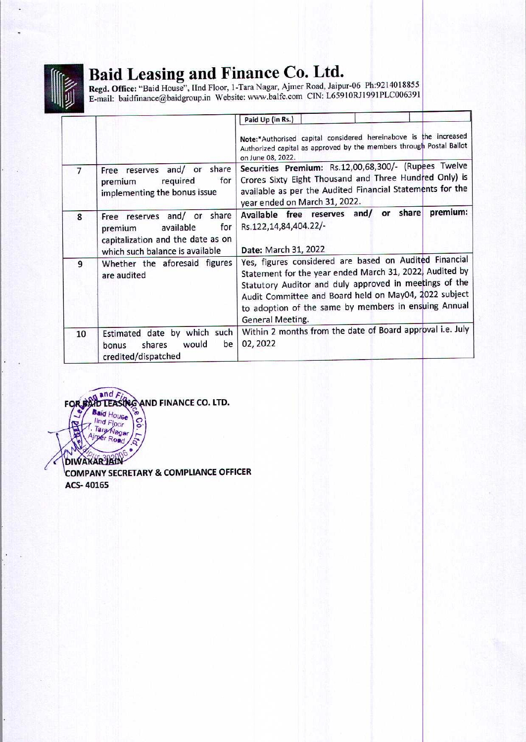# Baid Leasing and Finance Co. Ltd.

**Regd. Office:** "Baid House", IInd Floor, 1-Tara Nagar, Ajmer Road, Jaipur-06 Ph:9214018855
E-mail: baidfinance@baidgroup.in Website: www.balfc.com CIN: L65910RJ1991PLC006391

| | | |
|---|---|---|
| | | Paid Up (in Rs.)<br><br>**Note:***Authorised capital considered hereinabove is the increased Authorized capital as approved by the members through Postal Ballot on June 08, 2022. |
| 7 | Free reserves and/ or share premium required for implementing the bonus issue | **Securities Premium:** Rs.12,00,68,300/- (Rupees Twelve Crores Sixty Eight Thousand and Three Hundred Only) is available as per the Audited Financial Statements for the year ended on March 31, 2022. |
| 8 | Free reserves and/ or share premium available for capitalization and the date as on which such balance is available | **Available free reserves and/ or share premium:** Rs.122,14,84,404.22/-<br><br>**Date:** March 31, 2022 |
| 9 | Whether the aforesaid figures are audited | Yes, figures considered are based on Audited Financial Statement for the year ended March 31, 2022, Audited by Statutory Auditor and duly approved in meetings of the Audit Committee and Board held on May04, 2022 subject to adoption of the same by members in ensuing Annual General Meeting. |
| 10 | Estimated date by which such bonus shares would be credited/dispatched | Within 2 months from the date of Board approval i.e. July 02, 2022 |

**FOR BAID LEASING AND FINANCE CO. LTD.**

**DIWAKAR JAIN**
**COMPANY SECRETARY & COMPLIANCE OFFICER**
**ACS- 40165**